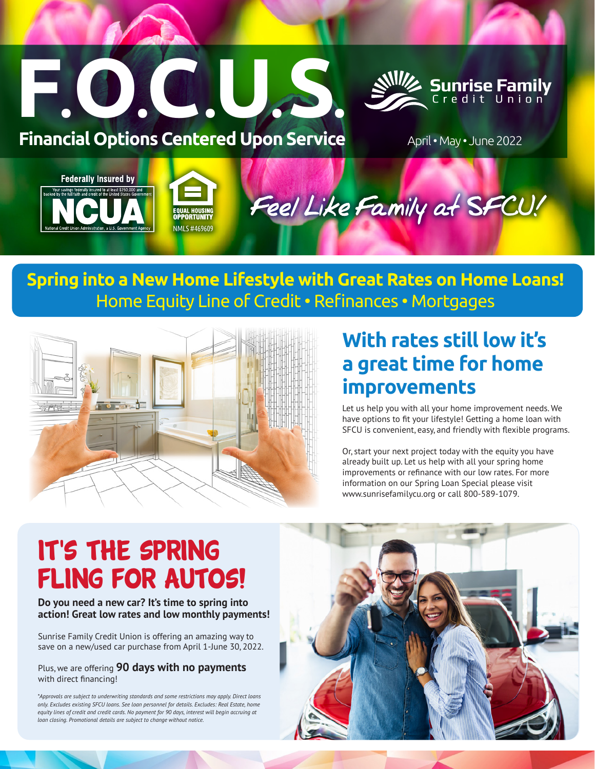# F.O.C.U.S.

**Financial Options Centered Upon Service**

Sunrise Family Credit Union

April • May • June 2022

Federally Insured by NCUA — Your savings federally insured to at least $250,000 and backed by the full faith and credit of the United States Government. National Credit Union Administration, a U.S. Government Agency

EQUAL HOUSING OPPORTUNITY

NMLS #469609

*Feel Like Family at SFCU!*

## Spring into a New Home Lifestyle with Great Rates on Home Loans!

Home Equity Line of Credit • Refinances • Mortgages

## With rates still low it's a great time for home improvements

Let us help you with all your home improvement needs. We have options to fit your lifestyle! Getting a home loan with SFCU is convenient, easy, and friendly with flexible programs.

Or, start your next project today with the equity you have already built up. Let us help with all your spring home improvements or refinance with our low rates. For more information on our Spring Loan Special please visit www.sunrisefamilycu.org or call 800-589-1079.

## IT'S THE SPRING FLING FOR AUTOS!

**Do you need a new car? It's time to spring into action! Great low rates and low monthly payments!**

Sunrise Family Credit Union is offering an amazing way to save on a new/used car purchase from April 1-June 30, 2022.

Plus, we are offering **90 days with no payments** with direct financing!

*\*Approvals are subject to underwriting standards and some restrictions may apply. Direct loans only. Excludes existing SFCU loans. See loan personnel for details. Excludes: Real Estate, home equity lines of credit and credit cards. No payment for 90 days, interest will begin accruing at loan closing. Promotional details are subject to change without notice.*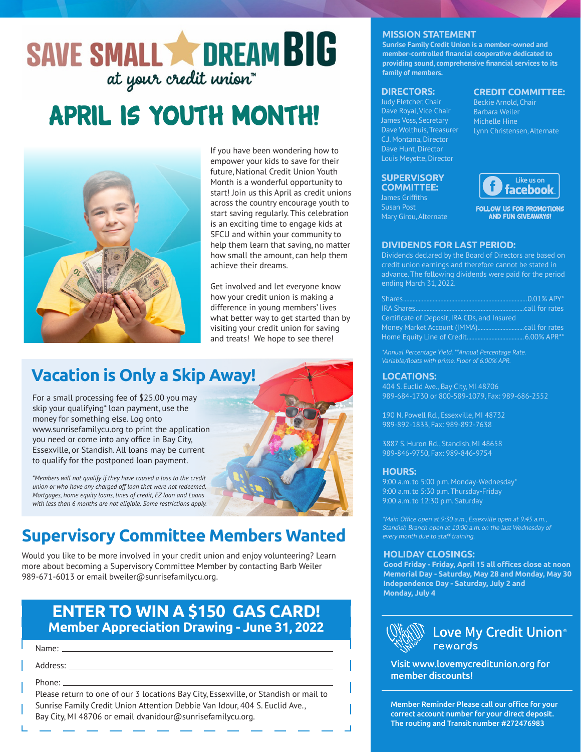# SAVE SMALL DREAM BIG

at your credit union™

# APRIL IS YOUTH MONTH!

If you have been wondering how to empower your kids to save for their future, National Credit Union Youth Month is a wonderful opportunity to start! Join us this April as credit unions across the country encourage youth to start saving regularly. This celebration is an exciting time to engage kids at SFCU and within your community to help them learn that saving, no matter how small the amount, can help them achieve their dreams.

Get involved and let everyone know how your credit union is making a difference in young members' lives what better way to get started than by visiting your credit union for saving and treats! We hope to see there!

## Vacation is Only a Skip Away!

For a small processing fee of $25.00 you may skip your qualifying* loan payment, use the money for something else. Log onto www.sunrisefamilycu.org to print the application you need or come into any office in Bay City, Essexville, or Standish. All loans may be current to qualify for the postponed loan payment.

*\*Members will not qualify if they have caused a loss to the credit union or who have any charged off loan that were not redeemed. Mortgages, home equity loans, lines of credit, EZ loan and Loans with less than 6 months are not eligible. Some restrictions apply.*

## Supervisory Committee Members Wanted

Would you like to be more involved in your credit union and enjoy volunteering? Learn more about becoming a Supervisory Committee Member by contacting Barb Weiler 989-671-6013 or email bweiler@sunrisefamilycu.org.

## ENTER TO WIN A $150 GAS CARD!

### Member Appreciation Drawing - June 31, 2022

Name: ______________________________

Address: ______________________________

Phone: ______________________________

Please return to one of our 3 locations Bay City, Essexville, or Standish or mail to Sunrise Family Credit Union Attention Debbie Van Idour, 404 S. Euclid Ave., Bay City, MI 48706 or email dvanidour@sunrisefamilycu.org.

## MISSION STATEMENT

**Sunrise Family Credit Union is a member-owned and member-controlled financial cooperative dedicated to providing sound, comprehensive financial services to its family of members.**

## DIRECTORS:

Judy Fletcher, Chair
Dave Royal, Vice Chair
James Voss, Secretary
Dave Wolthuis, Treasurer
C.J. Montana, Director
Dave Hunt, Director
Louis Meyette, Director

## CREDIT COMMITTEE:

Beckie Arnold, Chair
Barbara Weiler
Michelle Hine
Lynn Christensen, Alternate

## SUPERVISORY COMMITTEE:

James Griffiths
Susan Post
Mary Girou, Alternate

Like us on facebook

FOLLOW US FOR PROMOTIONS AND FUN GIVEAWAYS!

## DIVIDENDS FOR LAST PERIOD:

Dividends declared by the Board of Directors are based on credit union earnings and therefore cannot be stated in advance. The following dividends were paid for the period ending March 31, 2022.

| | |
|---|---|
| Shares | 0.01% APY* |
| IRA Shares | call for rates |
| Certificate of Deposit, IRA CDs, and Insured Money Market Account (IMMA) | call for rates |
| Home Equity Line of Credit | 6.00% APR** |

*\*Annual Percentage Yield. \*\*Annual Percentage Rate. Variable/floats with prime. Floor of 6.00% APR.*

## LOCATIONS:

404 S. Euclid Ave., Bay City, MI 48706
989-684-1730 or 800-589-1079, Fax: 989-686-2552

190 N. Powell Rd., Essexville, MI 48732
989-892-1833, Fax: 989-892-7638

3887 S. Huron Rd., Standish, MI 48658
989-846-9750, Fax: 989-846-9754

## HOURS:

9:00 a.m. to 5:00 p.m. Monday-Wednesday*
9:00 a.m. to 5:30 p.m. Thursday-Friday
9:00 a.m. to 12:30 p.m. Saturday

*\*Main Office open at 9:30 a.m., Essexville open at 9:45 a.m., Standish Branch open at 10:00 a.m. on the last Wednesday of every month due to staff training.*

## HOLIDAY CLOSINGS:

**Good Friday - Friday, April 15 all offices close at noon**
**Memorial Day - Saturday, May 28 and Monday, May 30**
**Independence Day - Saturday, July 2 and Monday, July 4**

Love My Credit Union® rewards

**Visit www.lovemycreditunion.org for member discounts!**

**Member Reminder Please call our office for your correct account number for your direct deposit. The routing and Transit number #272476983**